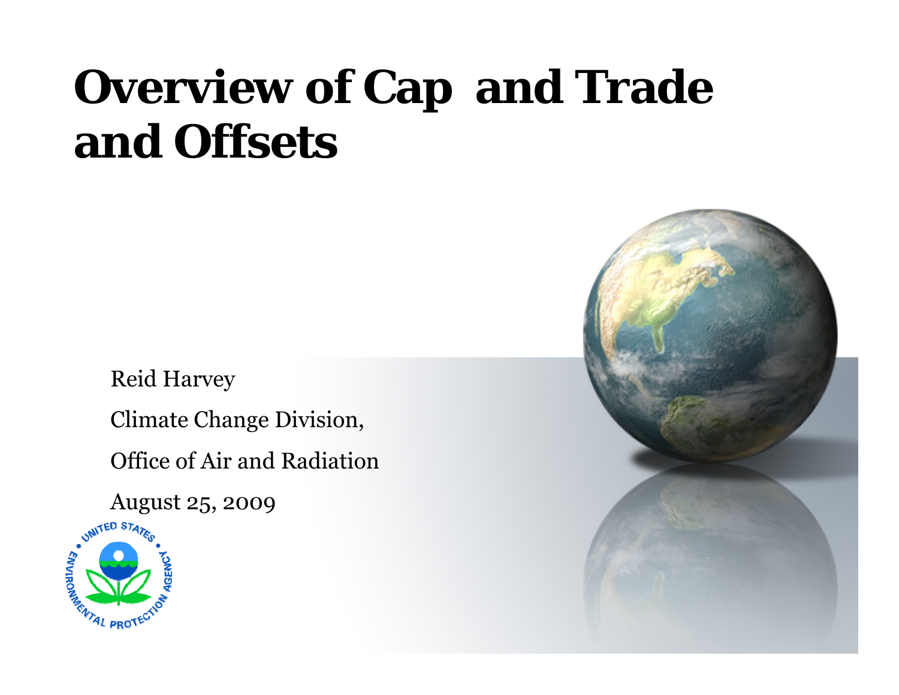# Overview of Cap and Trade and Offsets

Reid Harvey

Climate Change Division,

Office of Air and Radiation

August 25, 2009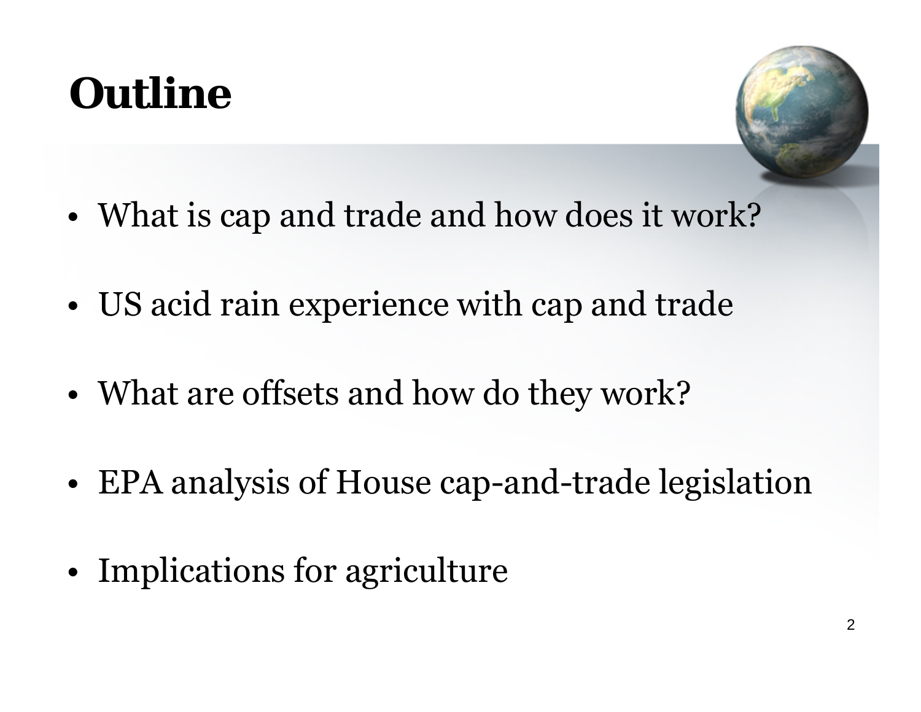# Outline

- What is cap and trade and how does it work?
- US acid rain experience with cap and trade
- What are offsets and how do they work?
- EPA analysis of House cap-and-trade legislation
- Implications for agriculture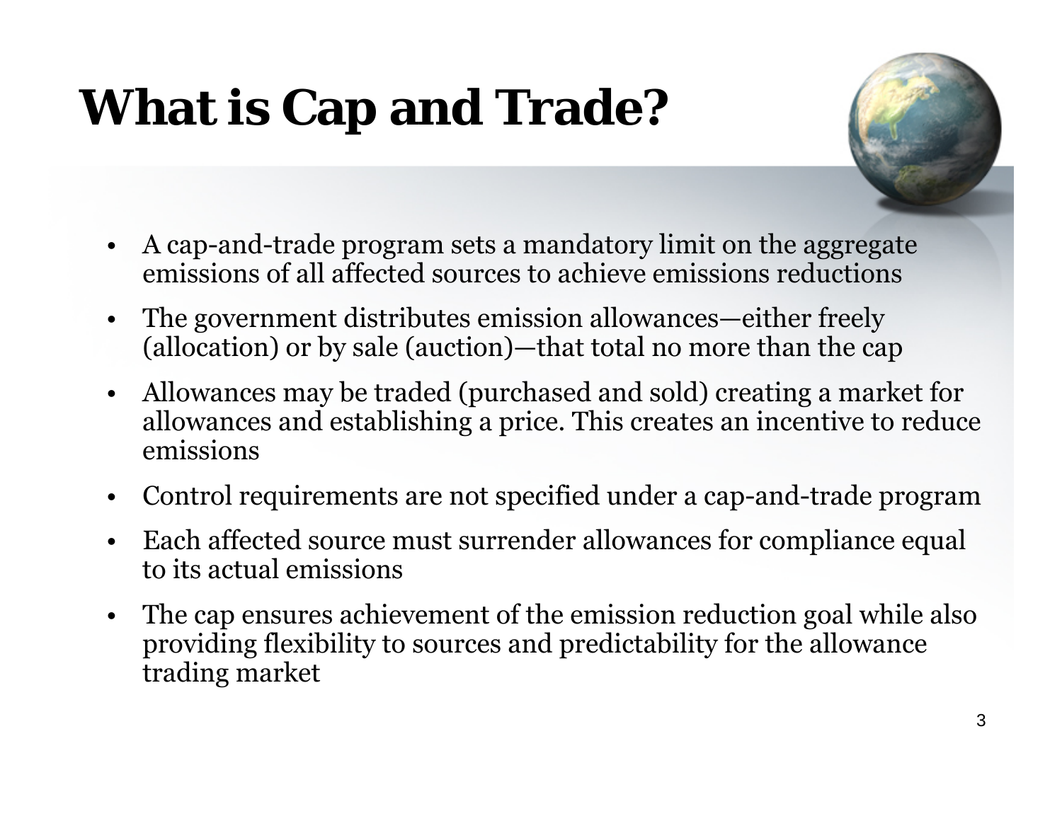# What is Cap and Trade?

- A cap-and-trade program sets a mandatory limit on the aggregate emissions of all affected sources to achieve emissions reductions
- The government distributes emission allowances—either freely (allocation) or by sale (auction)—that total no more than the cap
- Allowances may be traded (purchased and sold) creating a market for allowances and establishing a price. This creates an incentive to reduce emissions
- Control requirements are not specified under a cap-and-trade program
- Each affected source must surrender allowances for compliance equal to its actual emissions
- The cap ensures achievement of the emission reduction goal while also providing flexibility to sources and predictability for the allowance trading market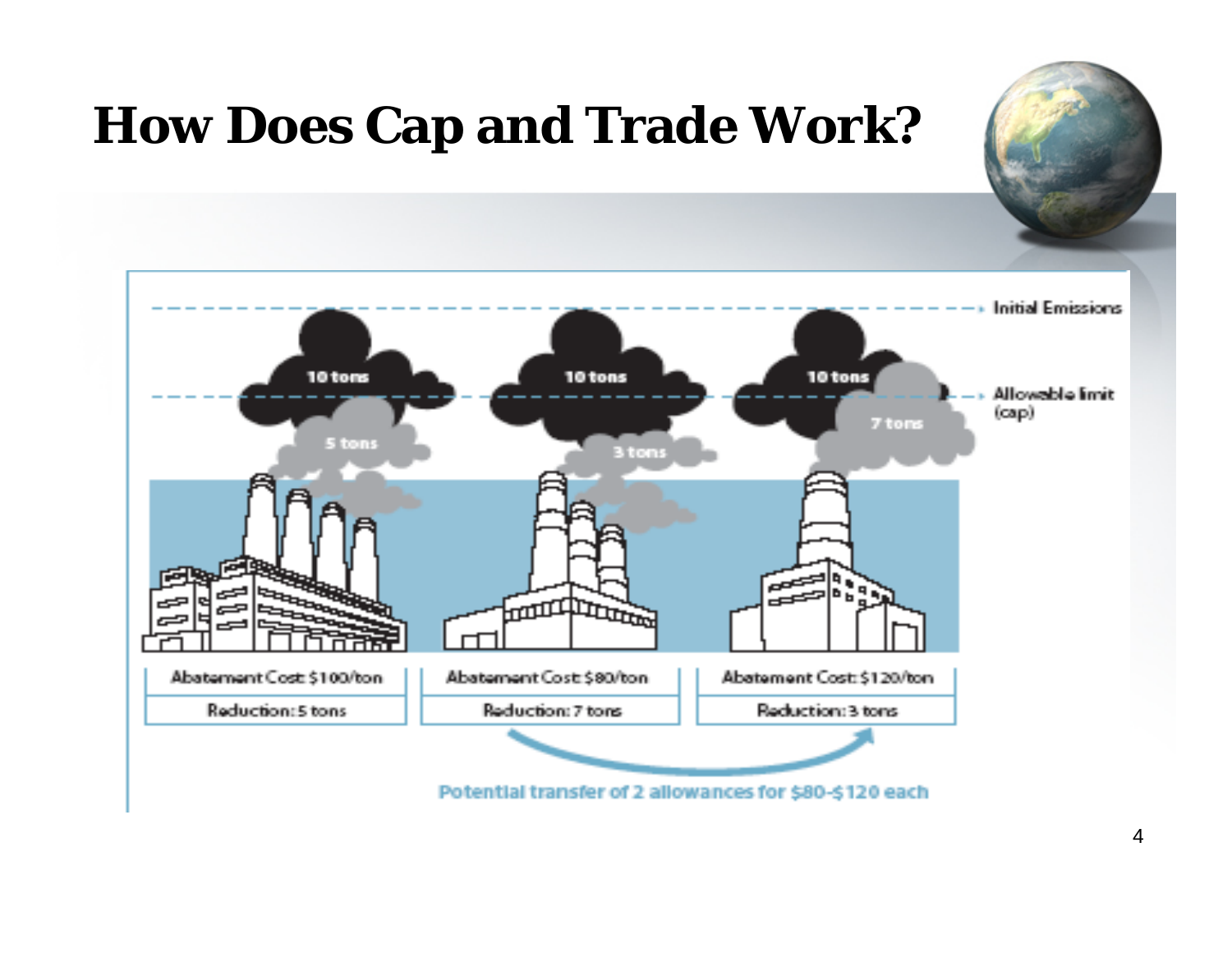# How Does Cap and Trade Work?

Initial Emissions

Allowable limit (cap)

10 tons | 10 tons | 10 tons

5 tons | 3 tons | 7 tons

| Abatement Cost: $100/ton | Abatement Cost: $80/ton | Abatement Cost: $120/ton |
| --- | --- | --- |
| Reduction: 5 tons | Reduction: 7 tons | Reduction: 3 tons |

Potential transfer of 2 allowances for $80-$120 each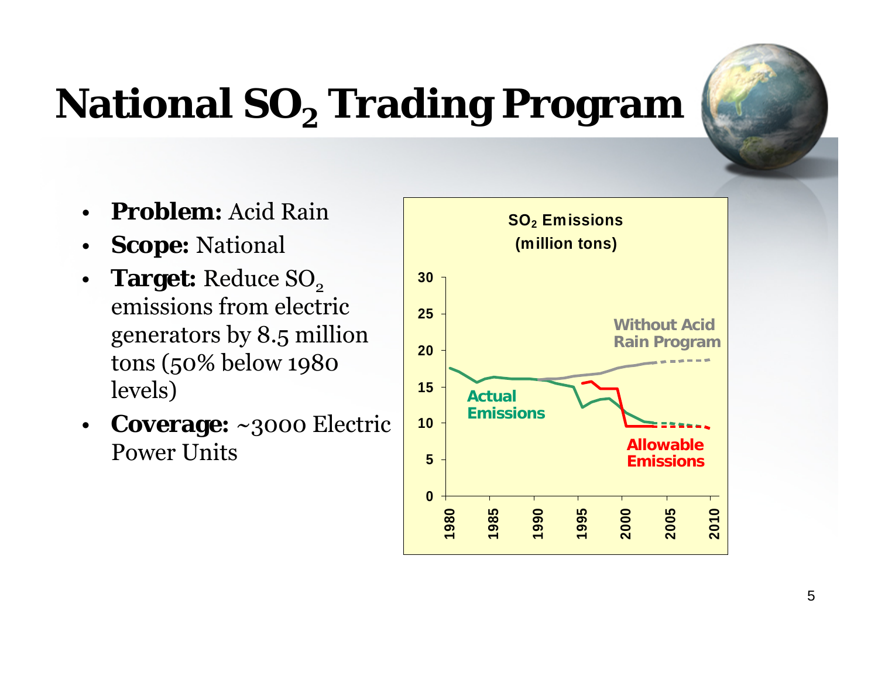# National $SO_2$ Trading Program

- **Problem:** Acid Rain
- **Scope:** National
- **Target:** Reduce $SO_2$ emissions from electric generators by 8.5 million tons (50% below 1980 levels)
- **Coverage:** ~3000 Electric Power Units

$SO_2$ Emissions (million tons)

30
25
20
15
10
5
0

1980 1985 1990 1995 2000 2005 2010

Without Acid Rain Program

Actual Emissions

Allowable Emissions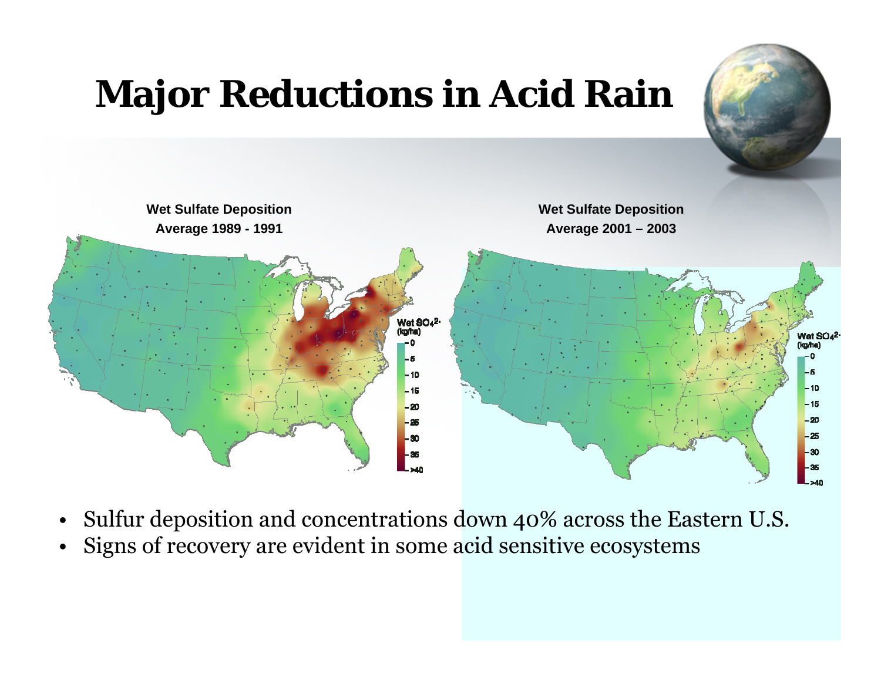# Major Reductions in Acid Rain

**Wet Sulfate Deposition**
**Average 1989 - 1991**

**Wet Sulfate Deposition**
**Average 2001 – 2003**

- Sulfur deposition and concentrations down 40% across the Eastern U.S.
- Signs of recovery are evident in some acid sensitive ecosystems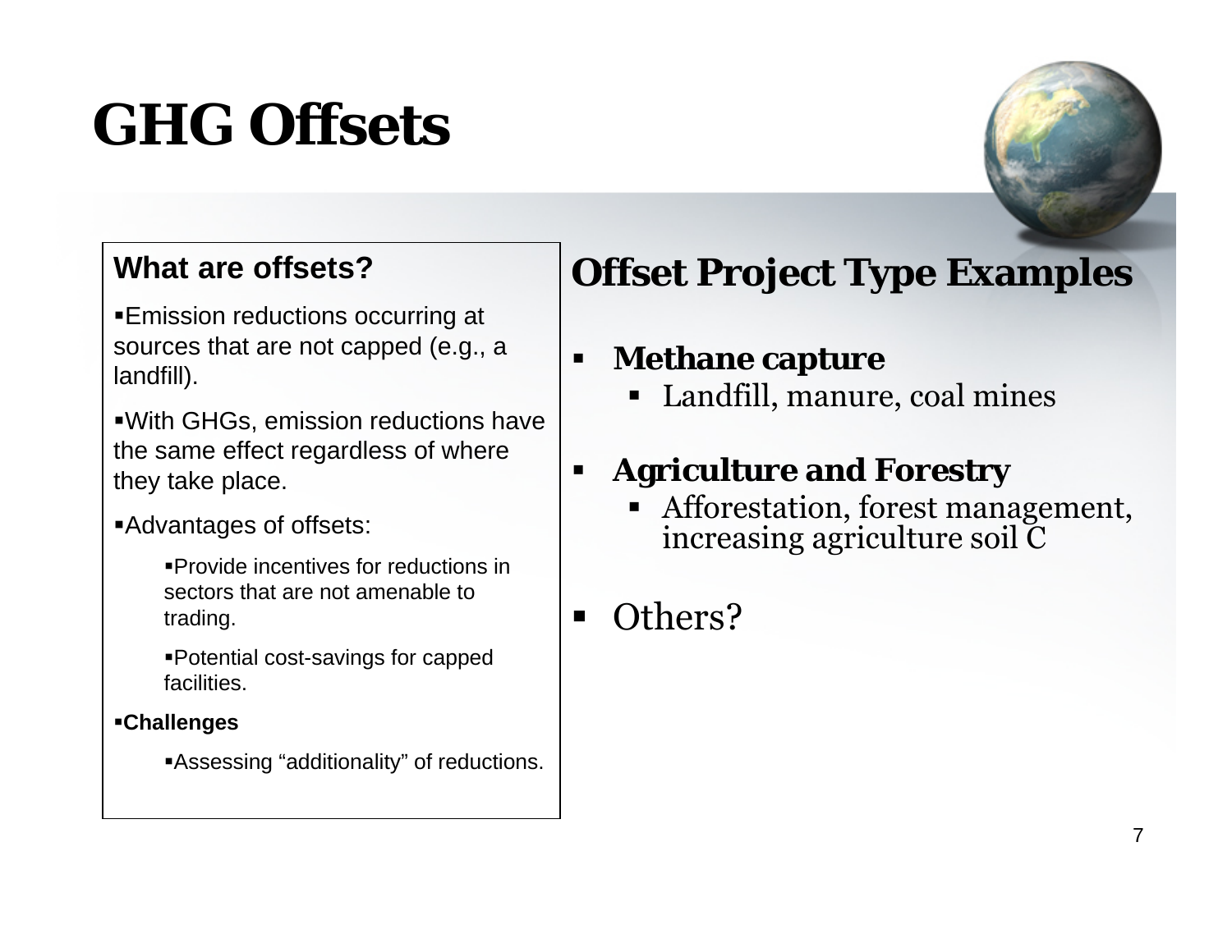# GHG Offsets

### What are offsets?

- Emission reductions occurring at sources that are not capped (e.g., a landfill).
- With GHGs, emission reductions have the same effect regardless of where they take place.
- Advantages of offsets:
  - Provide incentives for reductions in sectors that are not amenable to trading.
  - Potential cost-savings for capped facilities.
- **Challenges**
  - Assessing "additionality" of reductions.

## Offset Project Type Examples

- **Methane capture**
  - Landfill, manure, coal mines
- **Agriculture and Forestry**
  - Afforestation, forest management, increasing agriculture soil C
- Others?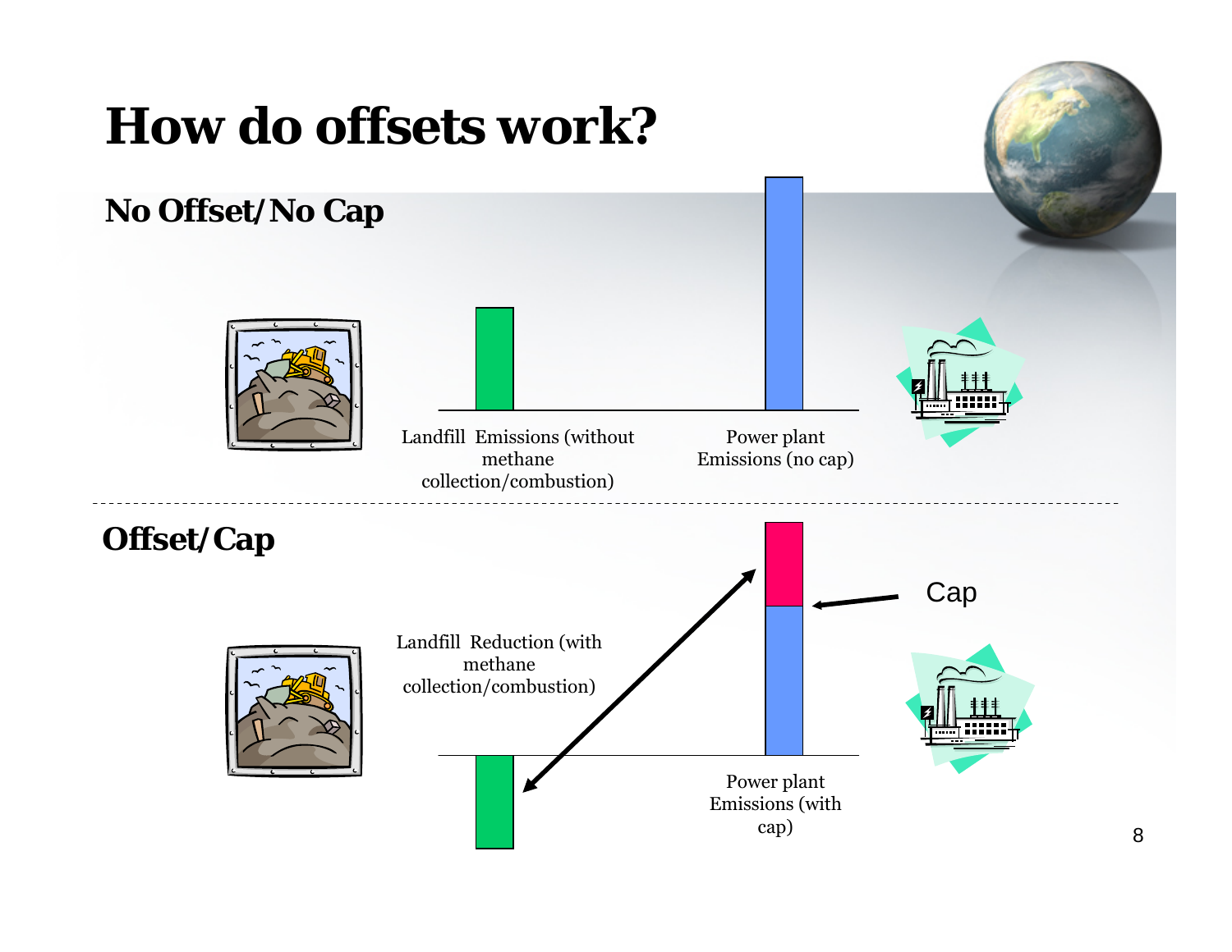# How do offsets work?

## No Offset/No Cap

Landfill Emissions (without methane collection/combustion)

Power plant Emissions (no cap)

## Offset/Cap

Landfill Reduction (with methane collection/combustion)

Cap

Power plant Emissions (with cap)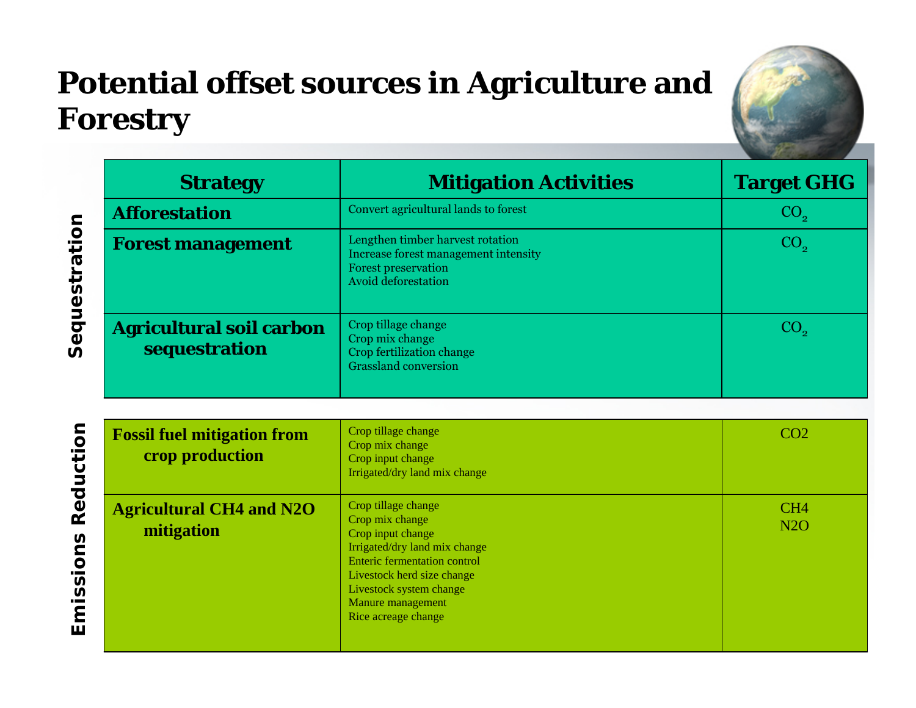# Potential offset sources in Agriculture and Forestry

| | Strategy | Mitigation Activities | Target GHG |
|---|---|---|---|
| **Sequestration** | **Afforestation** | Convert agricultural lands to forest | $CO_2$ |
| | **Forest management** | Lengthen timber harvest rotation<br>Increase forest management intensity<br>Forest preservation<br>Avoid deforestation | $CO_2$ |
| | **Agricultural soil carbon sequestration** | Crop tillage change<br>Crop mix change<br>Crop fertilization change<br>Grassland conversion | $CO_2$ |
| **Emissions Reduction** | **Fossil fuel mitigation from crop production** | Crop tillage change<br>Crop mix change<br>Crop input change<br>Irrigated/dry land mix change | $CO_2$ |
| | **Agricultural CH4 and N2O mitigation** | Crop tillage change<br>Crop mix change<br>Crop input change<br>Irrigated/dry land mix change<br>Enteric fermentation control<br>Livestock herd size change<br>Livestock system change<br>Manure management<br>Rice acreage change | $CH_4$<br>$N_2O$ |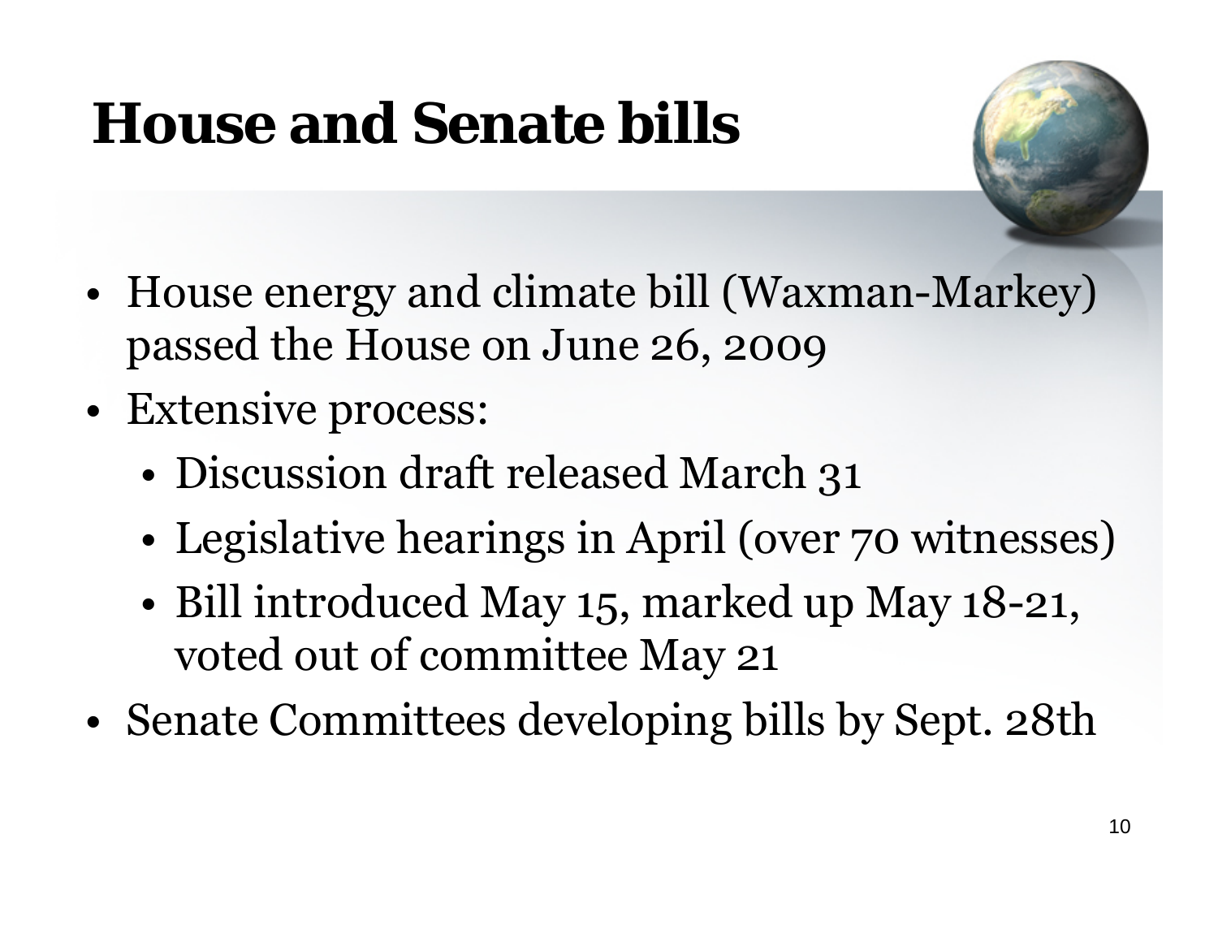# House and Senate bills

- House energy and climate bill (Waxman-Markey) passed the House on June 26, 2009
- Extensive process:
  - Discussion draft released March 31
  - Legislative hearings in April (over 70 witnesses)
  - Bill introduced May 15, marked up May 18-21, voted out of committee May 21
- Senate Committees developing bills by Sept. 28th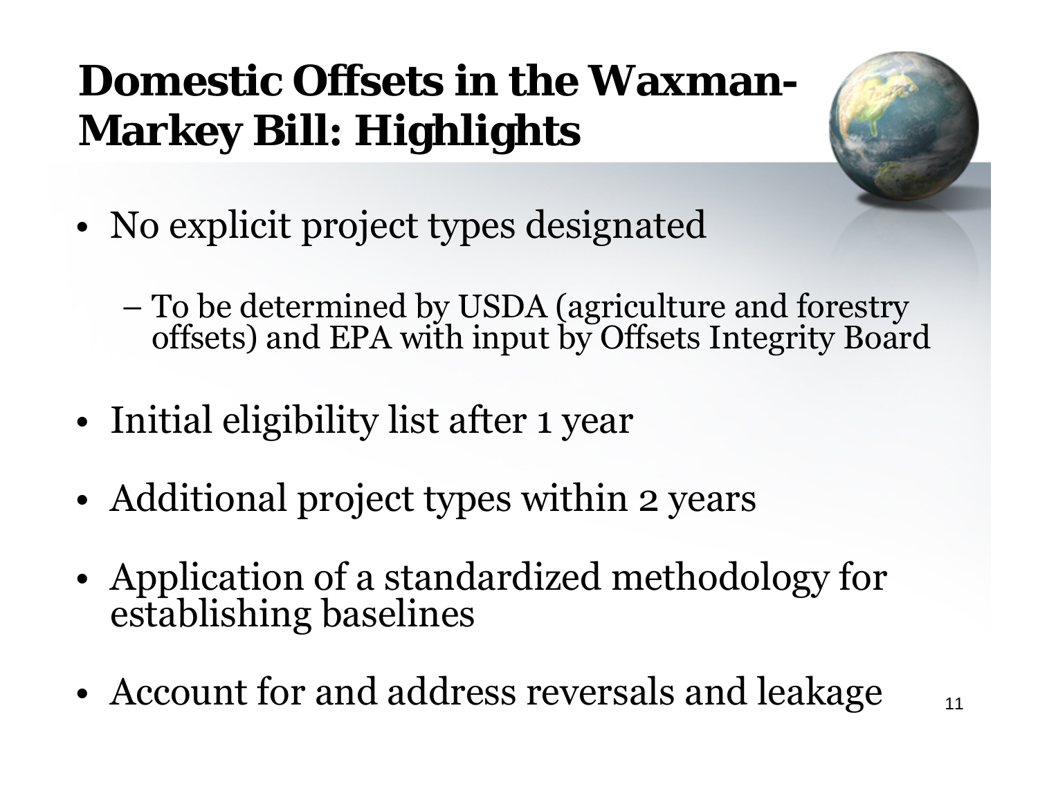# Domestic Offsets in the Waxman-Markey Bill: Highlights

- No explicit project types designated
  - To be determined by USDA (agriculture and forestry offsets) and EPA with input by Offsets Integrity Board
- Initial eligibility list after 1 year
- Additional project types within 2 years
- Application of a standardized methodology for establishing baselines
- Account for and address reversals and leakage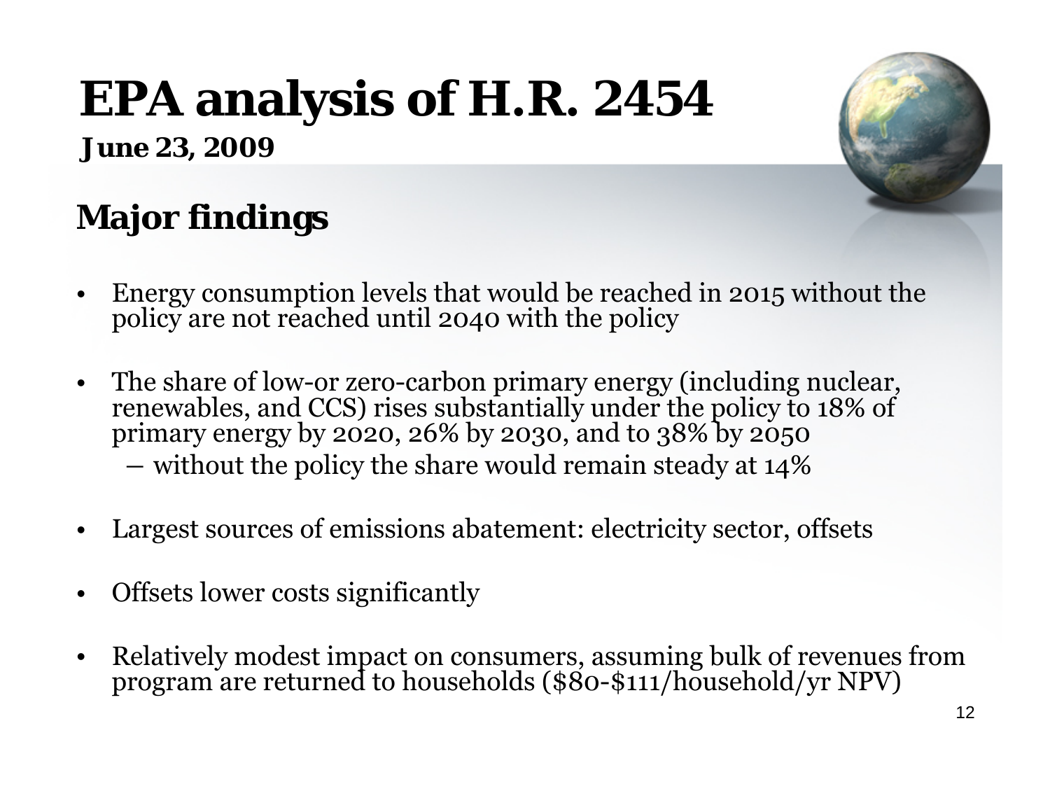# EPA analysis of H.R. 2454

**June 23, 2009**

## Major findings

- Energy consumption levels that would be reached in 2015 without the policy are not reached until 2040 with the policy
- The share of low-or zero-carbon primary energy (including nuclear, renewables, and CCS) rises substantially under the policy to 18% of primary energy by 2020, 26% by 2030, and to 38% by 2050
  - without the policy the share would remain steady at 14%
- Largest sources of emissions abatement: electricity sector, offsets
- Offsets lower costs significantly
- Relatively modest impact on consumers, assuming bulk of revenues from program are returned to households ($80-$111/household/yr NPV)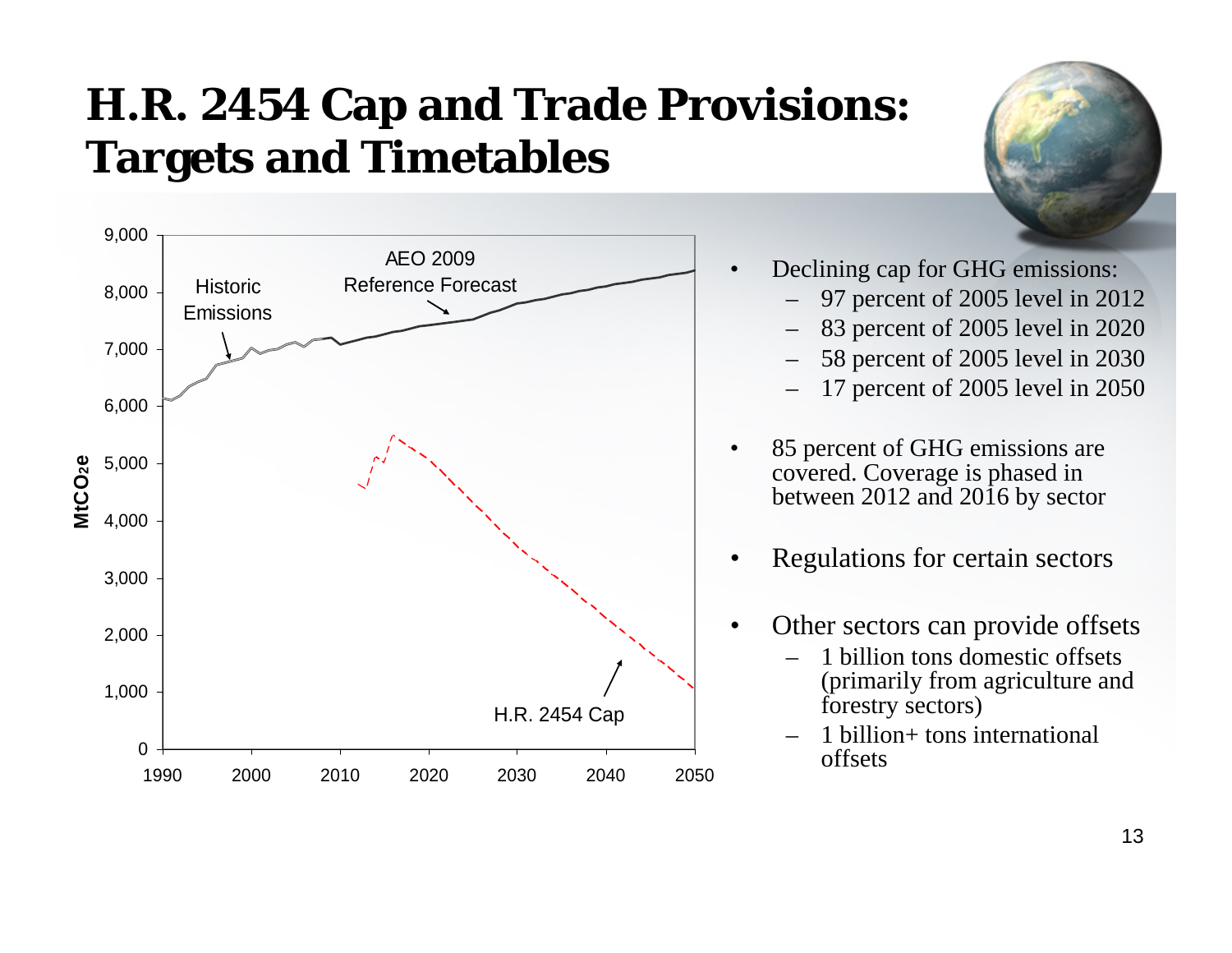# H.R. 2454 Cap and Trade Provisions: Targets and Timetables

- Declining cap for GHG emissions:
  - 97 percent of 2005 level in 2012
  - 83 percent of 2005 level in 2020
  - 58 percent of 2005 level in 2030
  - 17 percent of 2005 level in 2050
- 85 percent of GHG emissions are covered. Coverage is phased in between 2012 and 2016 by sector
- Regulations for certain sectors
- Other sectors can provide offsets
  - 1 billion tons domestic offsets (primarily from agriculture and forestry sectors)
  - 1 billion+ tons international offsets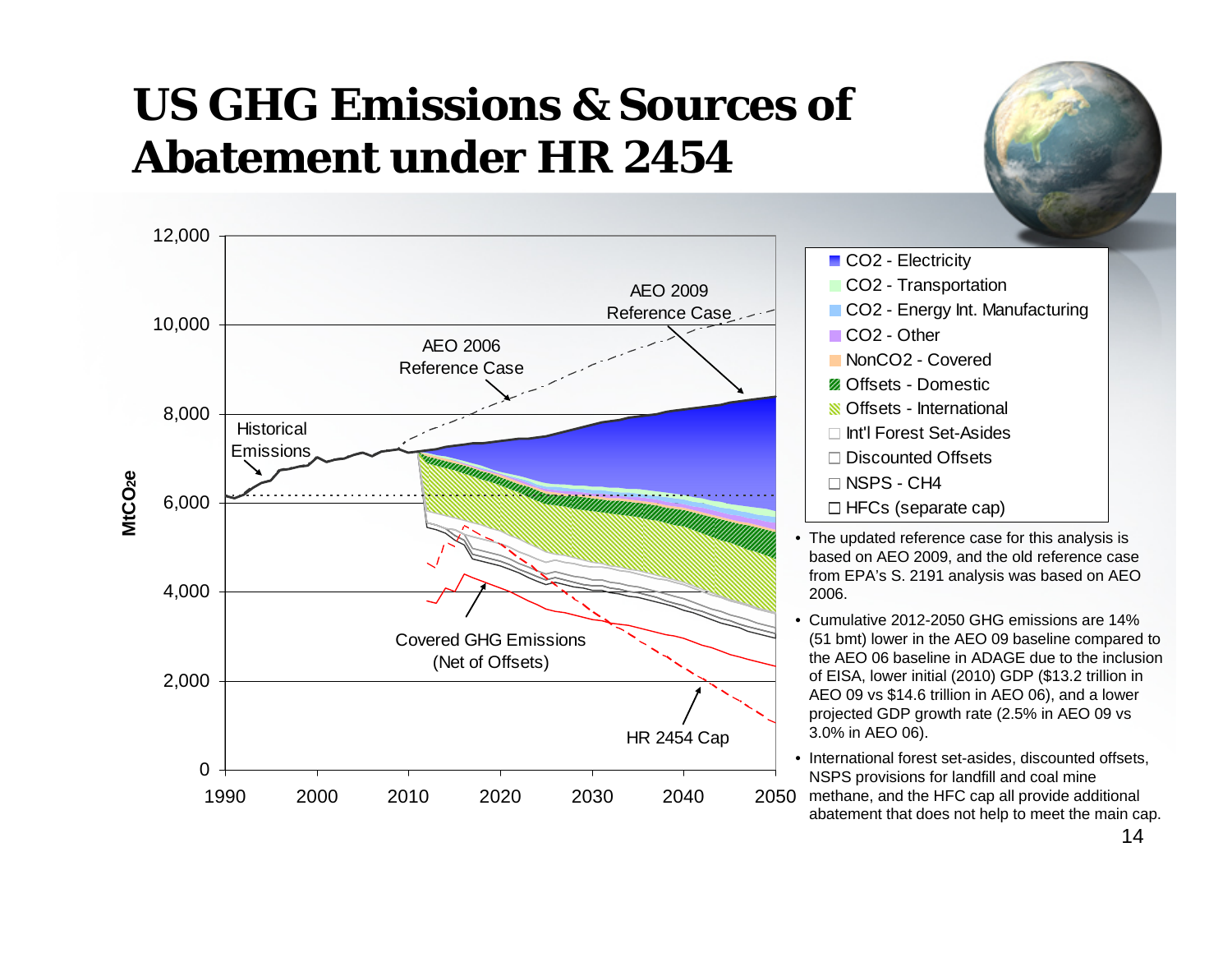# US GHG Emissions & Sources of Abatement under HR 2454

MtCO2e

12,000
10,000
8,000
6,000
4,000
2,000
0

1990 2000 2010 2020 2030 2040 2050

AEO 2009 Reference Case

AEO 2006 Reference Case

Historical Emissions

Covered GHG Emissions (Net of Offsets)

HR 2454 Cap

- $CO_2$ - Electricity
- $CO_2$ - Transportation
- $CO_2$ - Energy Int. Manufacturing
- $CO_2$ - Other
- Non$CO_2$ - Covered
- Offsets - Domestic
- Offsets - International
- Int'l Forest Set-Asides
- Discounted Offsets
- NSPS - $CH_4$
- HFCs (separate cap)

- The updated reference case for this analysis is based on AEO 2009, and the old reference case from EPA's S. 2191 analysis was based on AEO 2006.
- Cumulative 2012-2050 GHG emissions are 14% (51 bmt) lower in the AEO 09 baseline compared to the AEO 06 baseline in ADAGE due to the inclusion of EISA, lower initial (2010) GDP ($13.2 trillion in AEO 09 vs $14.6 trillion in AEO 06), and a lower projected GDP growth rate (2.5% in AEO 09 vs 3.0% in AEO 06).
- International forest set-asides, discounted offsets, NSPS provisions for landfill and coal mine methane, and the HFC cap all provide additional abatement that does not help to meet the main cap.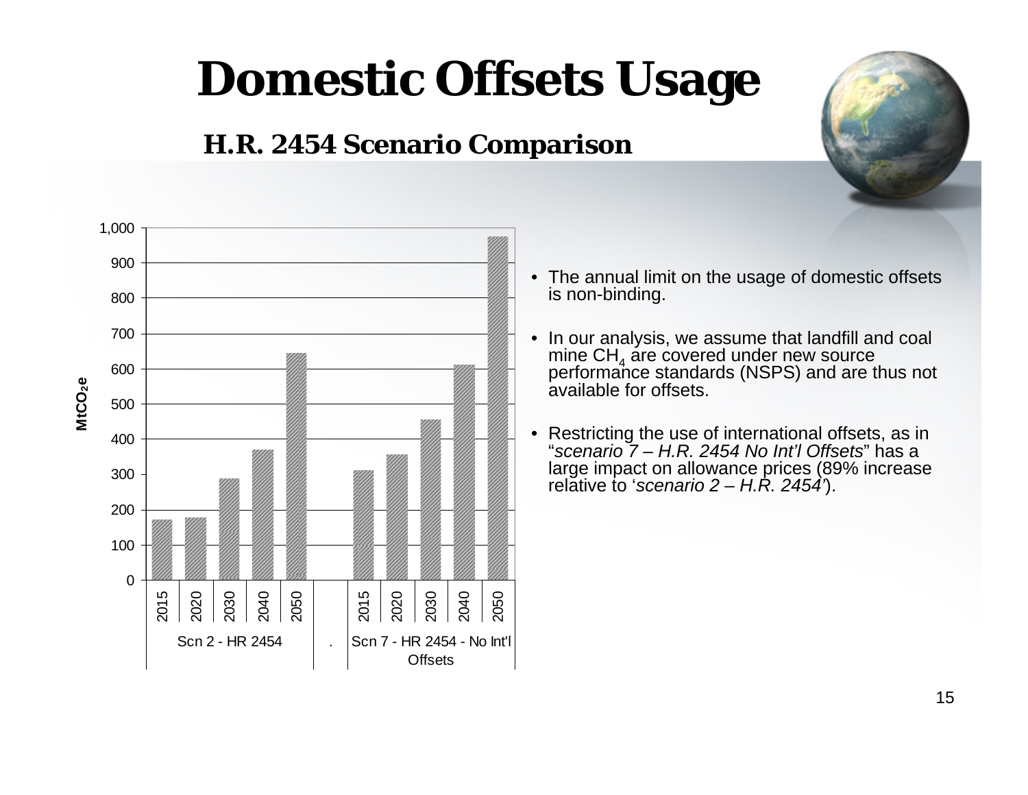# Domestic Offsets Usage

## H.R. 2454 Scenario Comparison

| Scenario | Year | $MtCO_2e$ (approx.) |
|---|---|---|
| Scn 2 - HR 2454 | 2015 | 170 |
| Scn 2 - HR 2454 | 2020 | 178 |
| Scn 2 - HR 2454 | 2030 | 288 |
| Scn 2 - HR 2454 | 2040 | 370 |
| Scn 2 - HR 2454 | 2050 | 645 |
| Scn 7 - HR 2454 - No Int'l Offsets | 2015 | 312 |
| Scn 7 - HR 2454 - No Int'l Offsets | 2020 | 357 |
| Scn 7 - HR 2454 - No Int'l Offsets | 2030 | 455 |
| Scn 7 - HR 2454 - No Int'l Offsets | 2040 | 610 |
| Scn 7 - HR 2454 - No Int'l Offsets | 2050 | 975 |

- The annual limit on the usage of domestic offsets is non-binding.
- In our analysis, we assume that landfill and coal mine $CH_4$ are covered under new source performance standards (NSPS) and are thus not available for offsets.
- Restricting the use of international offsets, as in "*scenario 7 – H.R. 2454 No Int'l Offsets*" has a large impact on allowance prices (89% increase relative to '*scenario 2 – H.R. 2454*').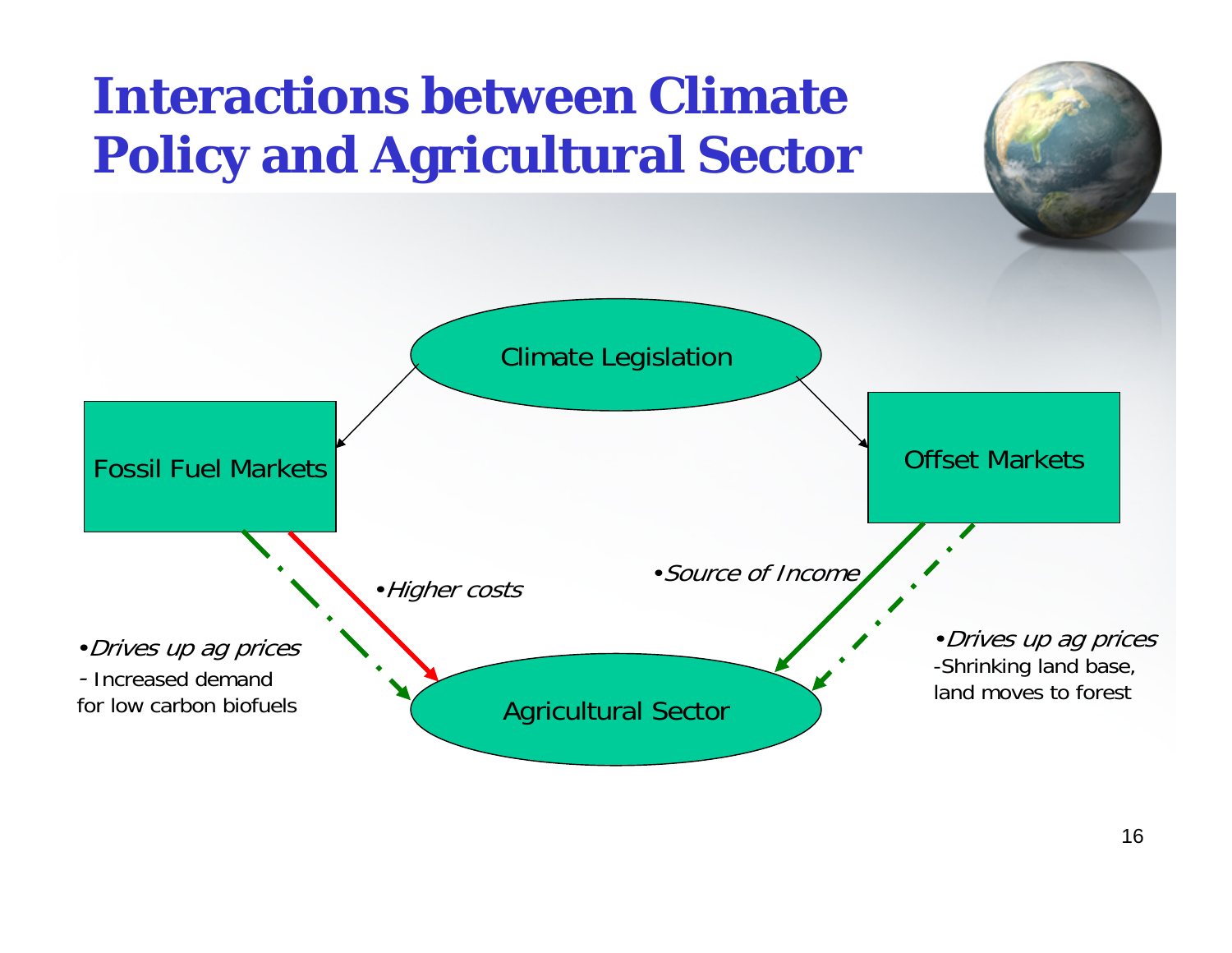# Interactions between Climate Policy and Agricultural Sector

Climate Legislation

Fossil Fuel Markets

Offset Markets

- *Higher costs*

- *Source of Income*

- *Drives up ag prices*
  - Increased demand for low carbon biofuels

- *Drives up ag prices*
  - Shrinking land base, land moves to forest

Agricultural Sector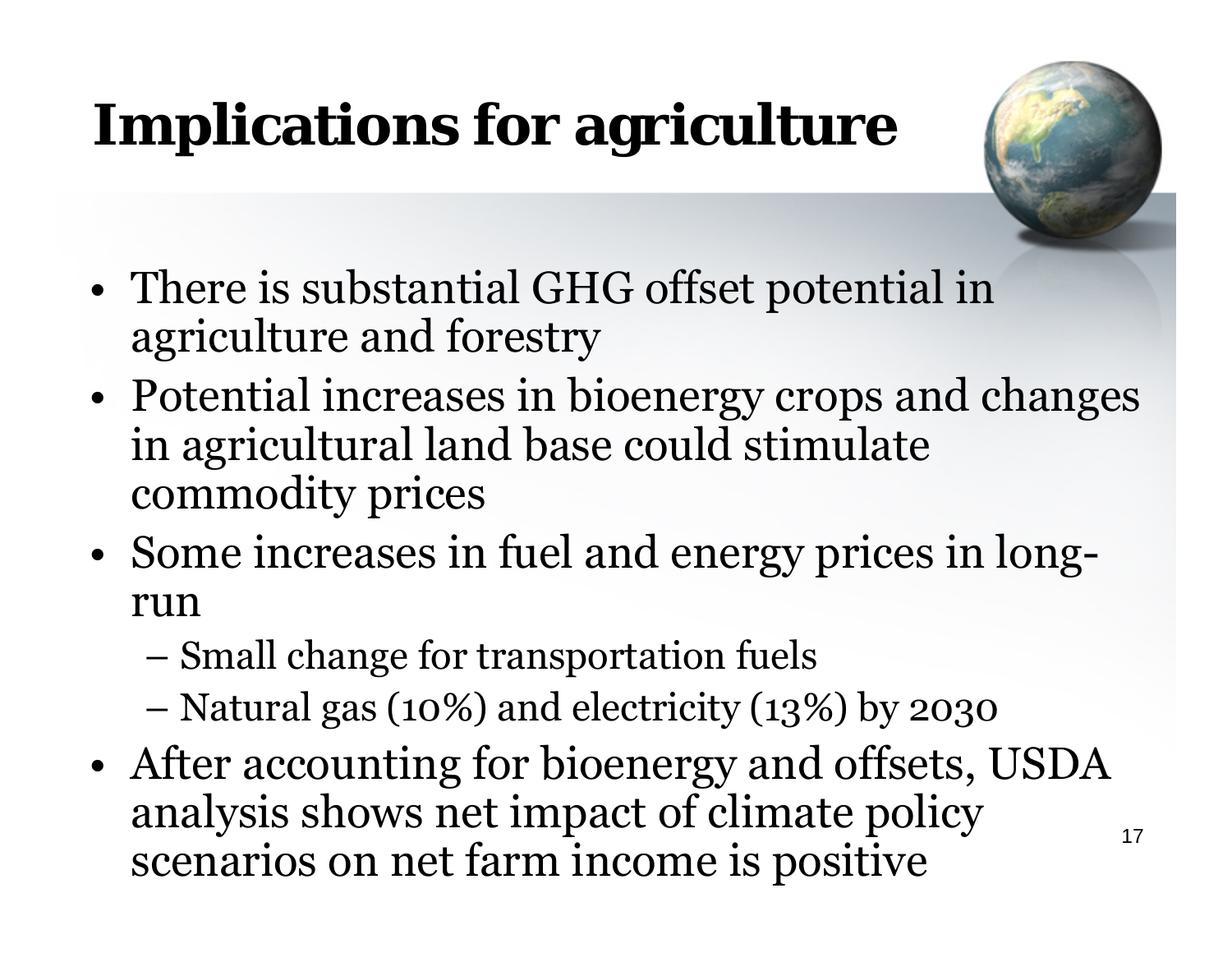# Implications for agriculture

- There is substantial GHG offset potential in agriculture and forestry
- Potential increases in bioenergy crops and changes in agricultural land base could stimulate commodity prices
- Some increases in fuel and energy prices in long-run
  - Small change for transportation fuels
  - Natural gas (10%) and electricity (13%) by 2030
- After accounting for bioenergy and offsets, USDA analysis shows net impact of climate policy scenarios on net farm income is positive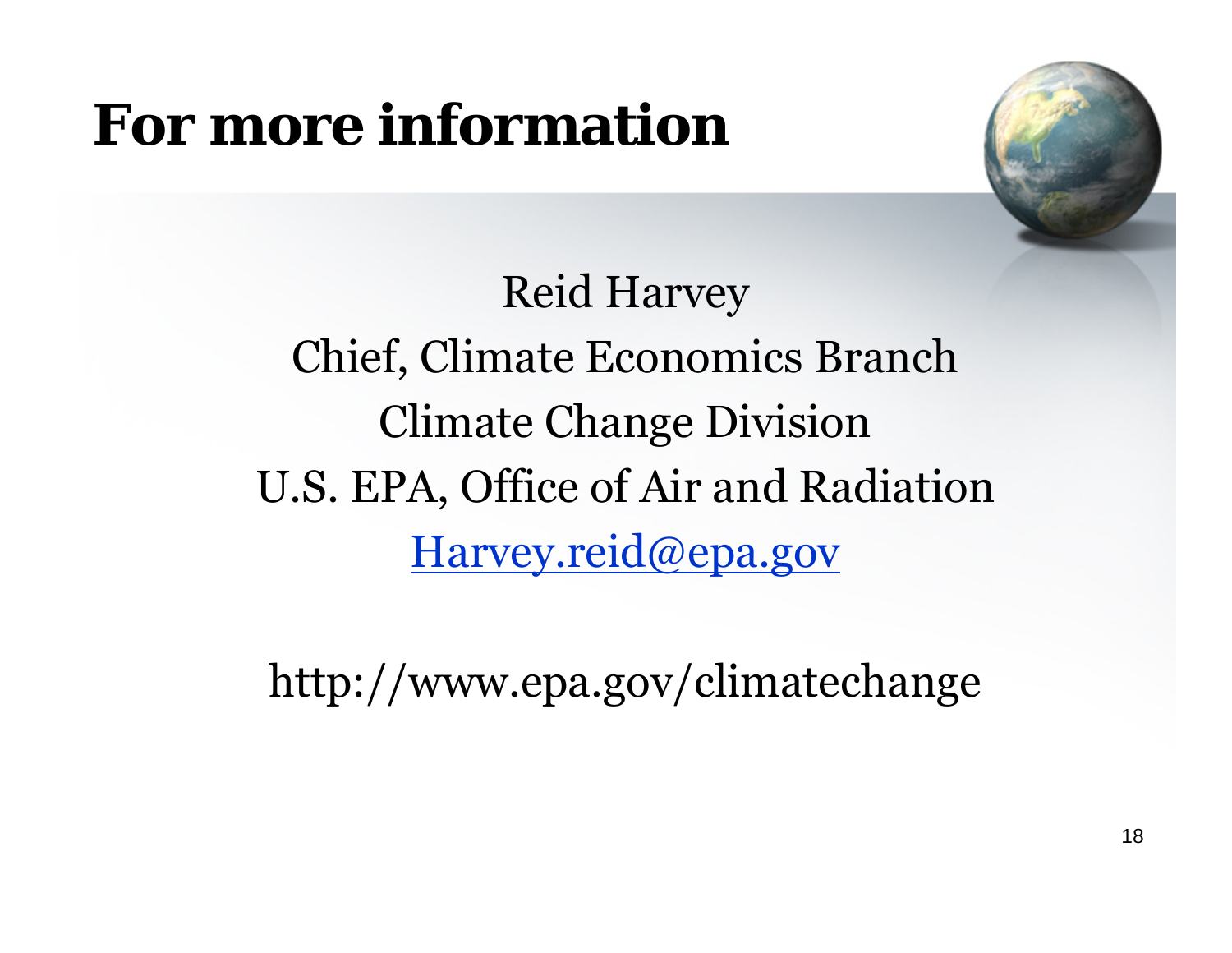# For more information

Reid Harvey

Chief, Climate Economics Branch

Climate Change Division

U.S. EPA, Office of Air and Radiation

Harvey.reid@epa.gov

http://www.epa.gov/climatechange